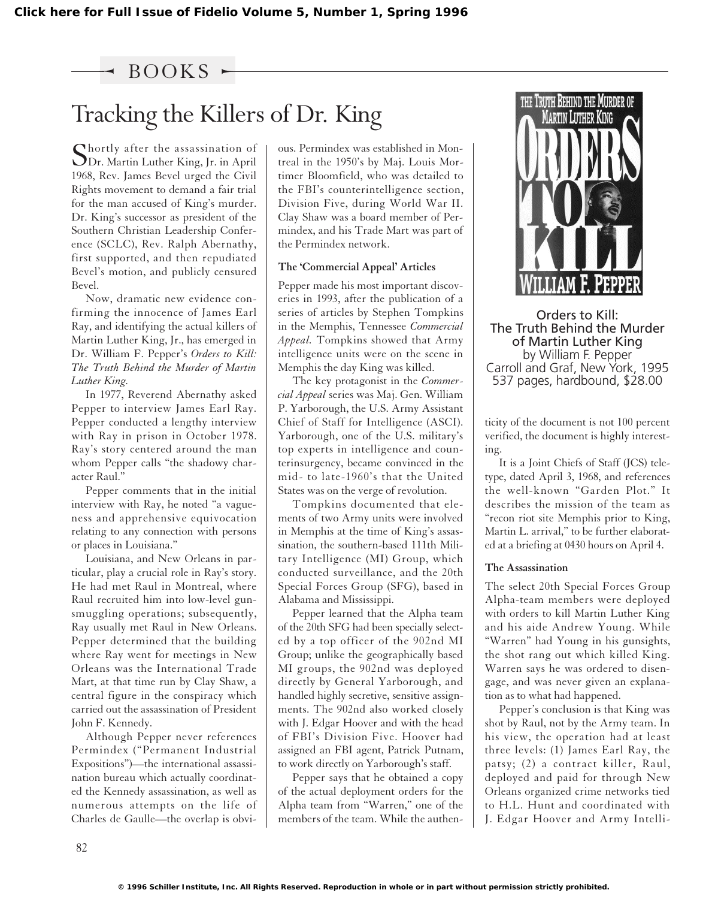Click here for Full Issue of Fidelio Volume 5, Number 1, Spring 1996

## BOOKS

# Tracking the Killers of Dr. King

Shortly after the assassination of Dr. Martin Luther King, Jr. in April 1968, Rev. James Bevel urged the Civil Rights movement to demand a fair trial for the man accused of King's murder. Dr. King's successor as president of the Southern Christian Leadership Conference (SCLC), Rev. Ralph Abernathy, first supported, and then repudiated Bevel's motion, and publicly censured Bevel.

Now, dramatic new evidence confirming the innocence of James Earl Ray, and identifying the actual killers of Martin Luther King, Jr., has emerged in Dr. William F. Pepper's *Orders to Kill: The Truth Behind the Murder of Martin Luther King.*

In 1977, Reverend Abernathy asked Pepper to interview James Earl Ray. Pepper conducted a lengthy interview with Ray in prison in October 1978. Ray's story centered around the man whom Pepper calls "the shadowy character Raul."

Pepper comments that in the initial interview with Ray, he noted "a vagueness and apprehensive equivocation relating to any connection with persons or places in Louisiana."

Louisiana, and New Orleans in particular, play a crucial role in Ray's story. He had met Raul in Montreal, where Raul recruited him into low-level gun-smuggling operations; subsequently, Ray usually met Raul in New Orleans. Pepper determined that the building where Ray went for meetings in New Orleans was the International Trade Mart, at that time run by Clay Shaw, a central figure in the conspiracy which carried out the assassination of President John F. Kennedy.

Although Pepper never references Permindex ("Permanent Industrial Expositions")—the international assassination bureau which actually coordinated the Kennedy assassination, as well as numerous attempts on the life of Charles de Gaulle—the overlap is obvious. Permindex was established in Montreal in the 1950's by Maj. Louis Mortimer Bloomfield, who was detailed to the FBI's counterintelligence section, Division Five, during World War II. Clay Shaw was a board member of Permindex, and his Trade Mart was part of the Permindex network.

### The 'Commercial Appeal' Articles

Pepper made his most important discoveries in 1993, after the publication of a series of articles by Stephen Tompkins in the Memphis, Tennessee *Commercial Appeal.* Tompkins showed that Army intelligence units were on the scene in Memphis the day King was killed.

The key protagonist in the *Commercial Appeal* series was Maj. Gen. William P. Yarborough, the U.S. Army Assistant Chief of Staff for Intelligence (ASCI). Yarborough, one of the U.S. military's top experts in intelligence and counterinsurgency, became convinced in the mid- to late-1960's that the United States was on the verge of revolution.

Tompkins documented that elements of two Army units were involved in Memphis at the time of King's assassination, the southern-based 111th Military Intelligence (MI) Group, which conducted surveillance, and the 20th Special Forces Group (SFG), based in Alabama and Mississippi.

Pepper learned that the Alpha team of the 20th SFG had been specially selected by a top officer of the 902nd MI Group; unlike the geographically based MI groups, the 902nd was deployed directly by General Yarborough, and handled highly secretive, sensitive assignments. The 902nd also worked closely with J. Edgar Hoover and with the head of FBI's Division Five. Hoover had assigned an FBI agent, Patrick Putnam, to work directly on Yarborough's staff.

Pepper says that he obtained a copy of the actual deployment orders for the Alpha team from "Warren," one of the members of the team. While the authenticity of the document is not 100 percent verified, the document is highly interesting.

It is a Joint Chiefs of Staff (JCS) teletype, dated April 3, 1968, and references the well-known "Garden Plot." It describes the mission of the team as "recon riot site Memphis prior to King, Martin L. arrival," to be further elaborated at a briefing at 0430 hours on April 4.

### The Assassination

The select 20th Special Forces Group Alpha-team members were deployed with orders to kill Martin Luther King and his aide Andrew Young. While "Warren" had Young in his gunsights, the shot rang out which killed King. Warren says he was ordered to disengage, and was never given an explanation as to what had happened.

Pepper's conclusion is that King was shot by Raul, not by the Army team. In his view, the operation had at least three levels: (1) James Earl Ray, the patsy; (2) a contract killer, Raul, deployed and paid for through New Orleans organized crime networks tied to H.L. Hunt and coordinated with J. Edgar Hoover and Army Intelli-

Orders to Kill:
The Truth Behind the Murder of Martin Luther King
by William F. Pepper
Carroll and Graf, New York, 1995
537 pages, hardbound, $28.00

© 1996 Schiller Institute, Inc. All Rights Reserved. Reproduction in whole or in part without permission strictly prohibited.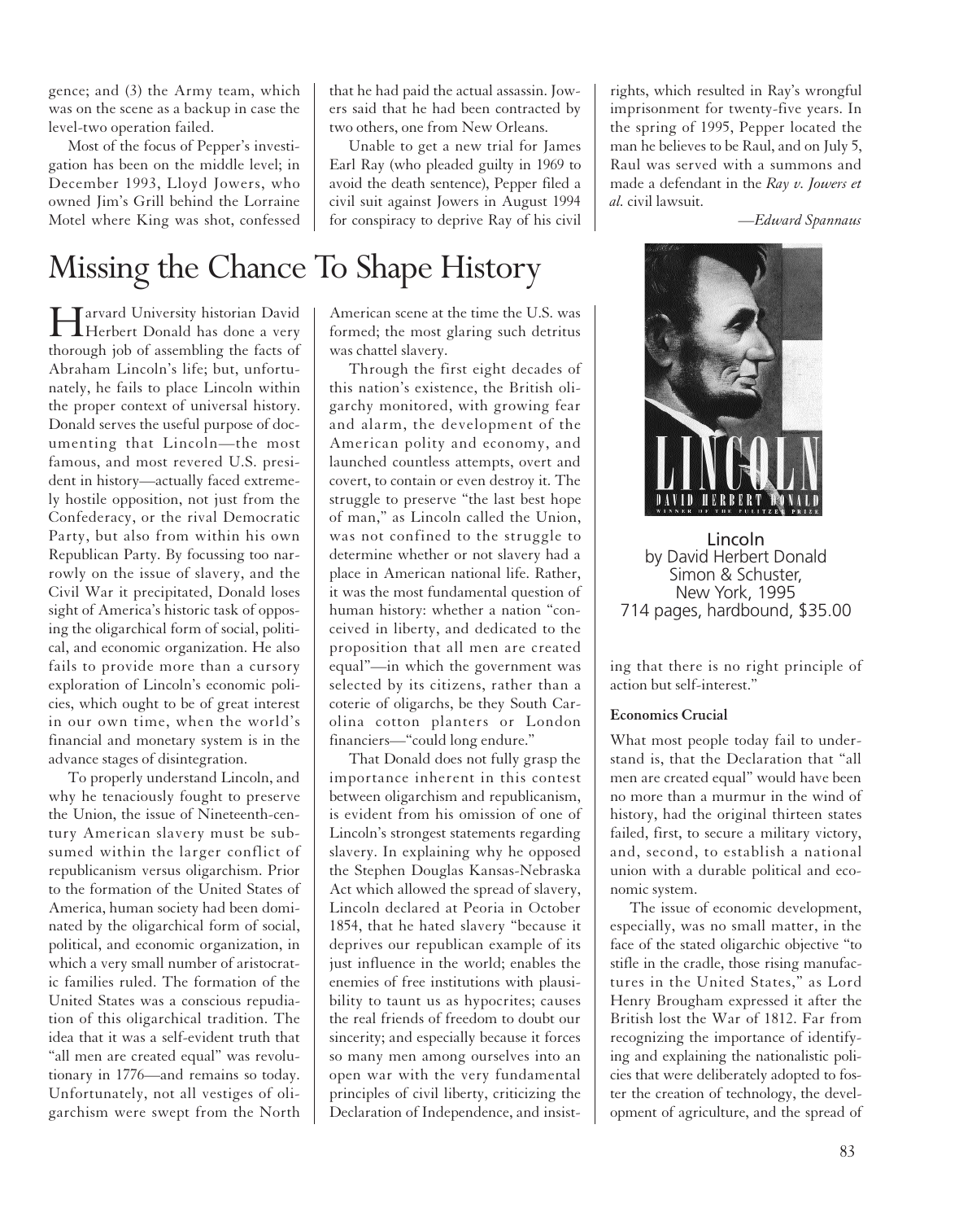gence; and (3) the Army team, which was on the scene as a backup in case the level-two operation failed.

Most of the focus of Pepper's investigation has been on the middle level; in December 1993, Lloyd Jowers, who owned Jim's Grill behind the Lorraine Motel where King was shot, confessed that he had paid the actual assassin. Jowers said that he had been contracted by two others, one from New Orleans.

Unable to get a new trial for James Earl Ray (who pleaded guilty in 1969 to avoid the death sentence), Pepper filed a civil suit against Jowers in August 1994 for conspiracy to deprive Ray of his civil rights, which resulted in Ray's wrongful imprisonment for twenty-five years. In the spring of 1995, Pepper located the man he believes to be Raul, and on July 5, Raul was served with a summons and made a defendant in the *Ray v. Jowers et al.* civil lawsuit.

*—Edward Spannaus*

# Missing the Chance To Shape History

Harvard University historian David Herbert Donald has done a very thorough job of assembling the facts of Abraham Lincoln's life; but, unfortunately, he fails to place Lincoln within the proper context of universal history. Donald serves the useful purpose of documenting that Lincoln—the most famous, and most revered U.S. president in history—actually faced extremely hostile opposition, not just from the Confederacy, or the rival Democratic Party, but also from within his own Republican Party. By focussing too narrowly on the issue of slavery, and the Civil War it precipitated, Donald loses sight of America's historic task of opposing the oligarchical form of social, political, and economic organization. He also fails to provide more than a cursory exploration of Lincoln's economic policies, which ought to be of great interest in our own time, when the world's financial and monetary system is in the advance stages of disintegration.

To properly understand Lincoln, and why he tenaciously fought to preserve the Union, the issue of Nineteenth-century American slavery must be subsumed within the larger conflict of republicanism versus oligarchism. Prior to the formation of the United States of America, human society had been dominated by the oligarchical form of social, political, and economic organization, in which a very small number of aristocratic families ruled. The formation of the United States was a conscious repudiation of this oligarchical tradition. The idea that it was a self-evident truth that "all men are created equal" was revolutionary in 1776—and remains so today. Unfortunately, not all vestiges of oligarchism were swept from the North American scene at the time the U.S. was formed; the most glaring such detritus was chattel slavery.

Through the first eight decades of this nation's existence, the British oligarchy monitored, with growing fear and alarm, the development of the American polity and economy, and launched countless attempts, overt and covert, to contain or even destroy it. The struggle to preserve "the last best hope of man," as Lincoln called the Union, was not confined to the struggle to determine whether or not slavery had a place in American national life. Rather, it was the most fundamental question of human history: whether a nation "conceived in liberty, and dedicated to the proposition that all men are created equal"—in which the government was selected by its citizens, rather than a coterie of oligarchs, be they South Carolina cotton planters or London financiers—"could long endure."

That Donald does not fully grasp the importance inherent in this contest between oligarchism and republicanism, is evident from his omission of one of Lincoln's strongest statements regarding slavery. In explaining why he opposed the Stephen Douglas Kansas-Nebraska Act which allowed the spread of slavery, Lincoln declared at Peoria in October 1854, that he hated slavery "because it deprives our republican example of its just influence in the world; enables the enemies of free institutions with plausibility to taunt us as hypocrites; causes the real friends of freedom to doubt our sincerity; and especially because it forces so many men among ourselves into an open war with the very fundamental principles of civil liberty, criticizing the Declaration of Independence, and insisting that there is no right principle of action but self-interest."

Lincoln
by David Herbert Donald
Simon & Schuster,
New York, 1995
714 pages, hardbound, $35.00

#### Economics Crucial

What most people today fail to understand is, that the Declaration that "all men are created equal" would have been no more than a murmur in the wind of history, had the original thirteen states failed, first, to secure a military victory, and, second, to establish a national union with a durable political and economic system.

The issue of economic development, especially, was no small matter, in the face of the stated oligarchic objective "to stifle in the cradle, those rising manufactures in the United States," as Lord Henry Brougham expressed it after the British lost the War of 1812. Far from recognizing the importance of identifying and explaining the nationalistic policies that were deliberately adopted to foster the creation of technology, the development of agriculture, and the spread of